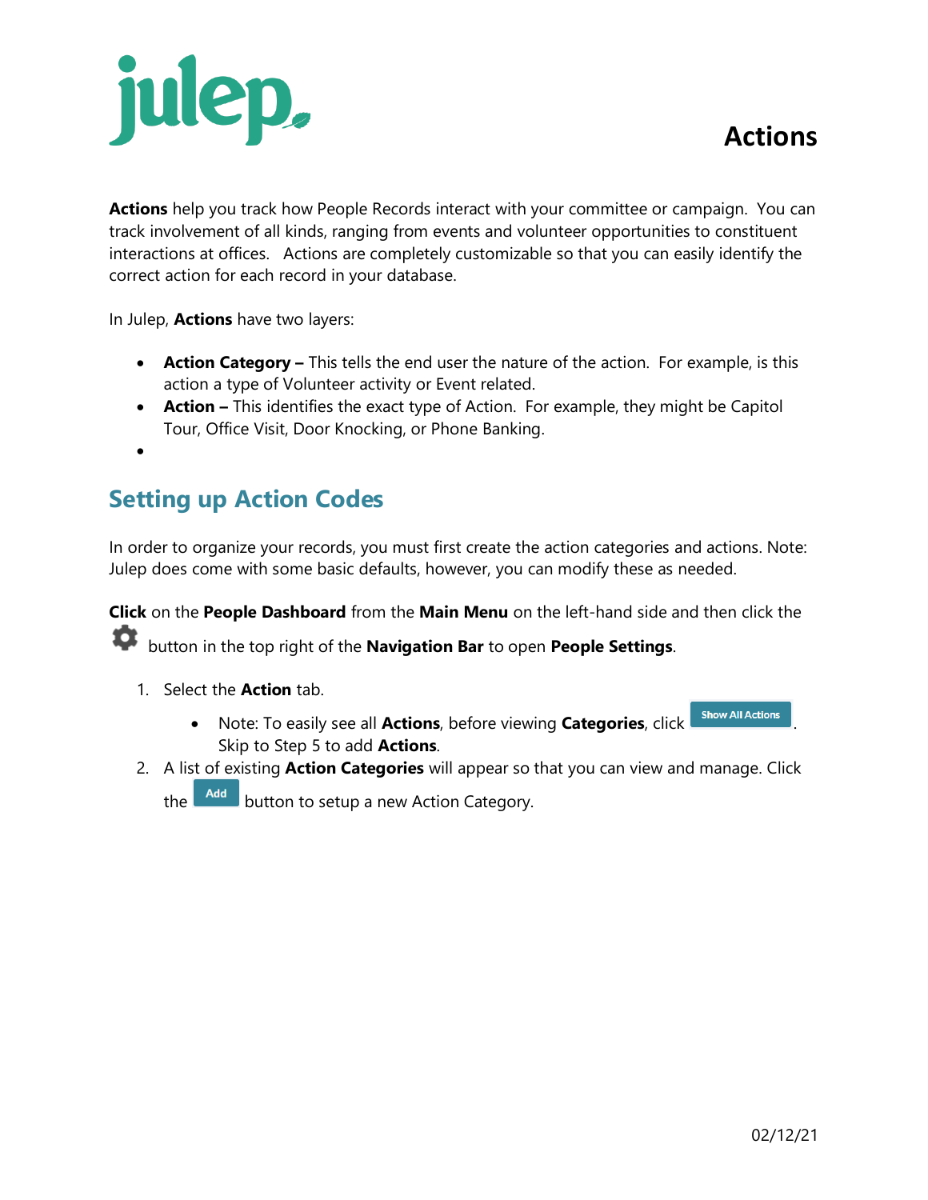# Actions

**Actions** help you track how People Records interact with your committee or campaign. You can track involvement of all kinds, ranging from events and volunteer opportunities to constituent interactions at offices. Actions are completely customizable so that you can easily identify the correct action for each record in your database.

In Julep, **Actions** have two layers:

- **Action Category –** This tells the end user the nature of the action. For example, is this action a type of Volunteer activity or Event related.
- **Action –** This identifies the exact type of Action. For example, they might be Capitol Tour, Office Visit, Door Knocking, or Phone Banking.

## Setting up Action Codes

In order to organize your records, you must first create the action categories and actions. Note: Julep does come with some basic defaults, however, you can modify these as needed.

**Click** on the **People Dashboard** from the **Main Menu** on the left-hand side and then click the button in the top right of the **Navigation Bar** to open **People Settings**.

1. Select the **Action** tab.
   - Note: To easily see all **Actions**, before viewing **Categories**, click Show All Actions. Skip to Step 5 to add **Actions**.
2. A list of existing **Action Categories** will appear so that you can view and manage. Click the Add button to setup a new Action Category.

02/12/21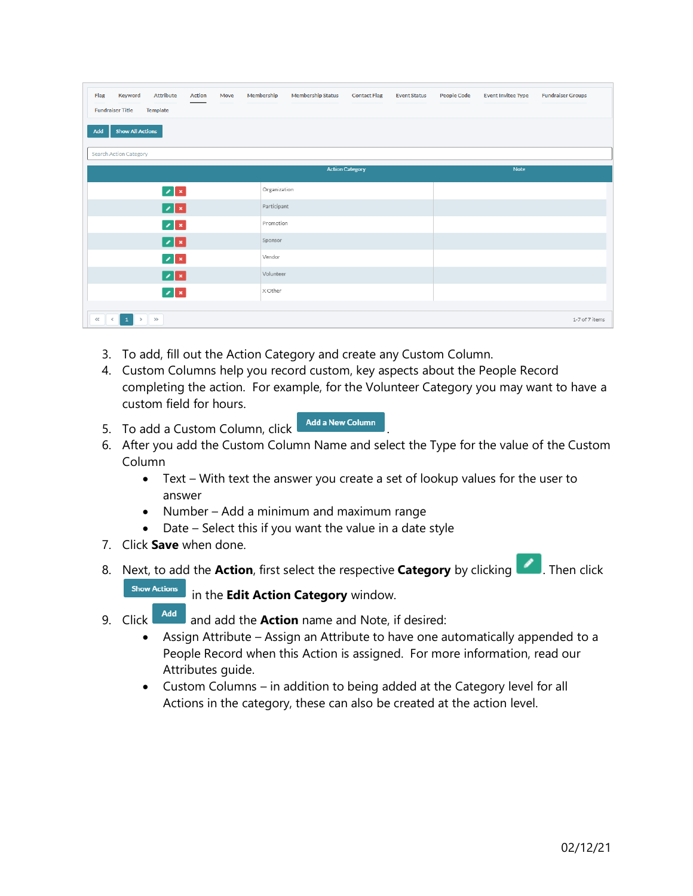| Flag | Keyword | Attribute | Action | Move | Membership | Membership Status | Contact Flag | Event Status | People Code | Event Invitee Type | Fundraiser Groups |
|---|---|---|---|---|---|---|---|---|---|---|---|
| Fundraiser Title | Template | | | | | | | | | | |

Add   Show All Actions

Search Action Category

| | Action Category | Note |
|---|---|---|
| | Organization | |
| | Participant | |
| | Promotion | |
| | Sponsor | |
| | Vendor | |
| | Volunteer | |
| | X Other | |

1-7 of 7 items

3. To add, fill out the Action Category and create any Custom Column.
4. Custom Columns help you record custom, key aspects about the People Record completing the action. For example, for the Volunteer Category you may want to have a custom field for hours.
5. To add a Custom Column, click Add a New Column.
6. After you add the Custom Column Name and select the Type for the value of the Custom Column
   - Text – With text the answer you create a set of lookup values for the user to answer
   - Number – Add a minimum and maximum range
   - Date – Select this if you want the value in a date style
7. Click **Save** when done.
8. Next, to add the **Action**, first select the respective **Category** by clicking the edit (pencil) button. Then click Show Actions in the **Edit Action Category** window.
9. Click Add and add the **Action** name and Note, if desired:
   - Assign Attribute – Assign an Attribute to have one automatically appended to a People Record when this Action is assigned. For more information, read our Attributes guide.
   - Custom Columns – in addition to being added at the Category level for all Actions in the category, these can also be created at the action level.

02/12/21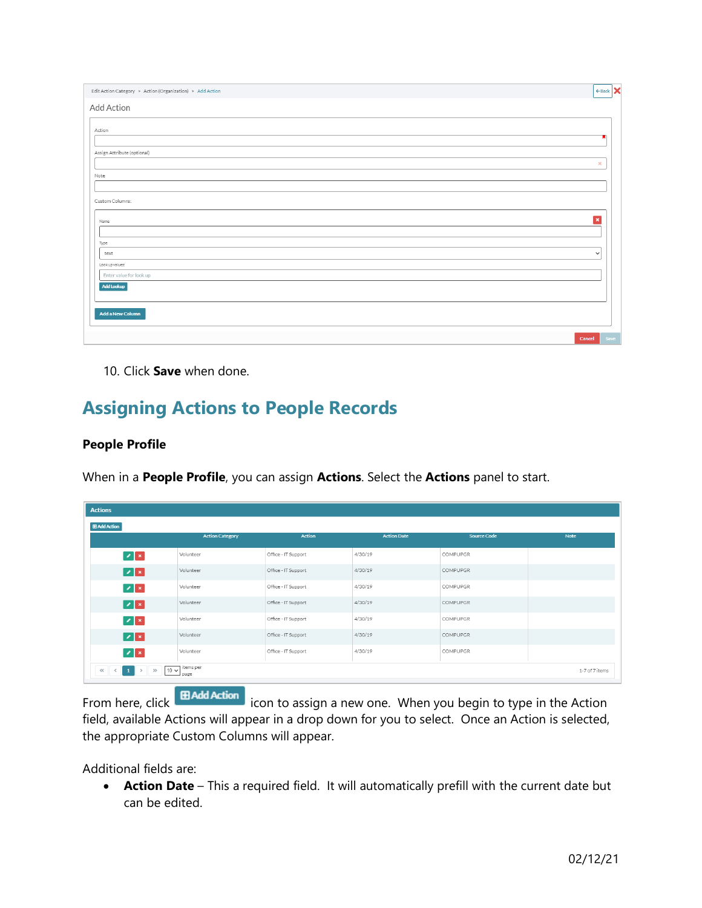10. Click **Save** when done.

## Assigning Actions to People Records

### People Profile

When in a **People Profile**, you can assign **Actions**. Select the **Actions** panel to start.

From here, click **Add Action** icon to assign a new one. When you begin to type in the Action field, available Actions will appear in a drop down for you to select. Once an Action is selected, the appropriate Custom Columns will appear.

Additional fields are:

- **Action Date** – This a required field. It will automatically prefill with the current date but can be edited.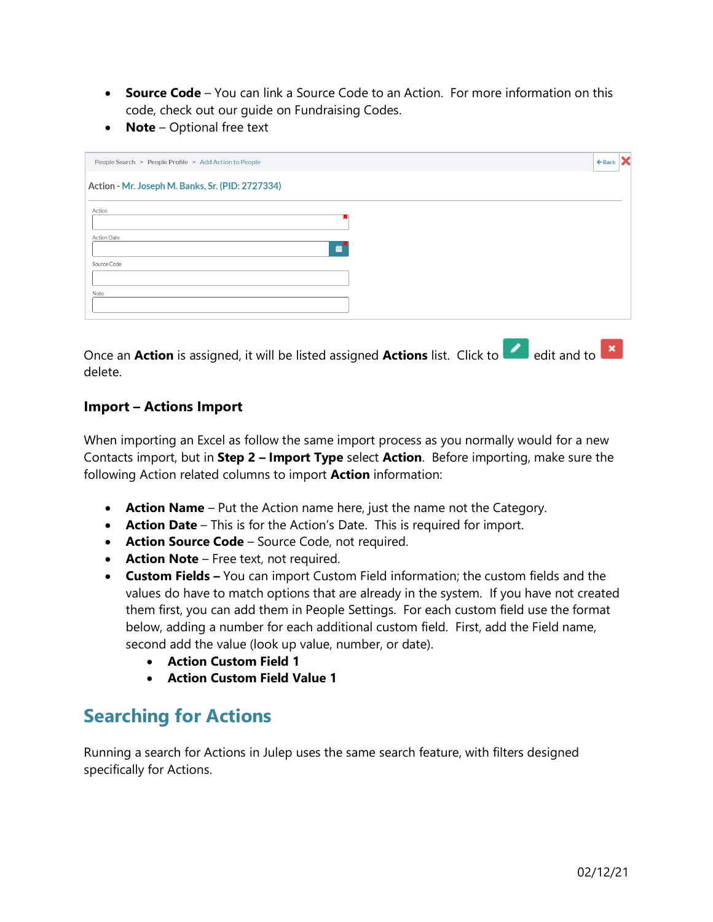- **Source Code** – You can link a Source Code to an Action. For more information on this code, check out our guide on Fundraising Codes.
- **Note** – Optional free text

Once an **Action** is assigned, it will be listed assigned **Actions** list. Click to edit and to delete.

### Import – Actions Import

When importing an Excel as follow the same import process as you normally would for a new Contacts import, but in **Step 2 – Import Type** select **Action**. Before importing, make sure the following Action related columns to import **Action** information:

- **Action Name** – Put the Action name here, just the name not the Category.
- **Action Date** – This is for the Action's Date. This is required for import.
- **Action Source Code** – Source Code, not required.
- **Action Note** – Free text, not required.
- **Custom Fields –** You can import Custom Field information; the custom fields and the values do have to match options that are already in the system. If you have not created them first, you can add them in People Settings. For each custom field use the format below, adding a number for each additional custom field. First, add the Field name, second add the value (look up value, number, or date).
  - **Action Custom Field 1**
  - **Action Custom Field Value 1**

## Searching for Actions

Running a search for Actions in Julep uses the same search feature, with filters designed specifically for Actions.

02/12/21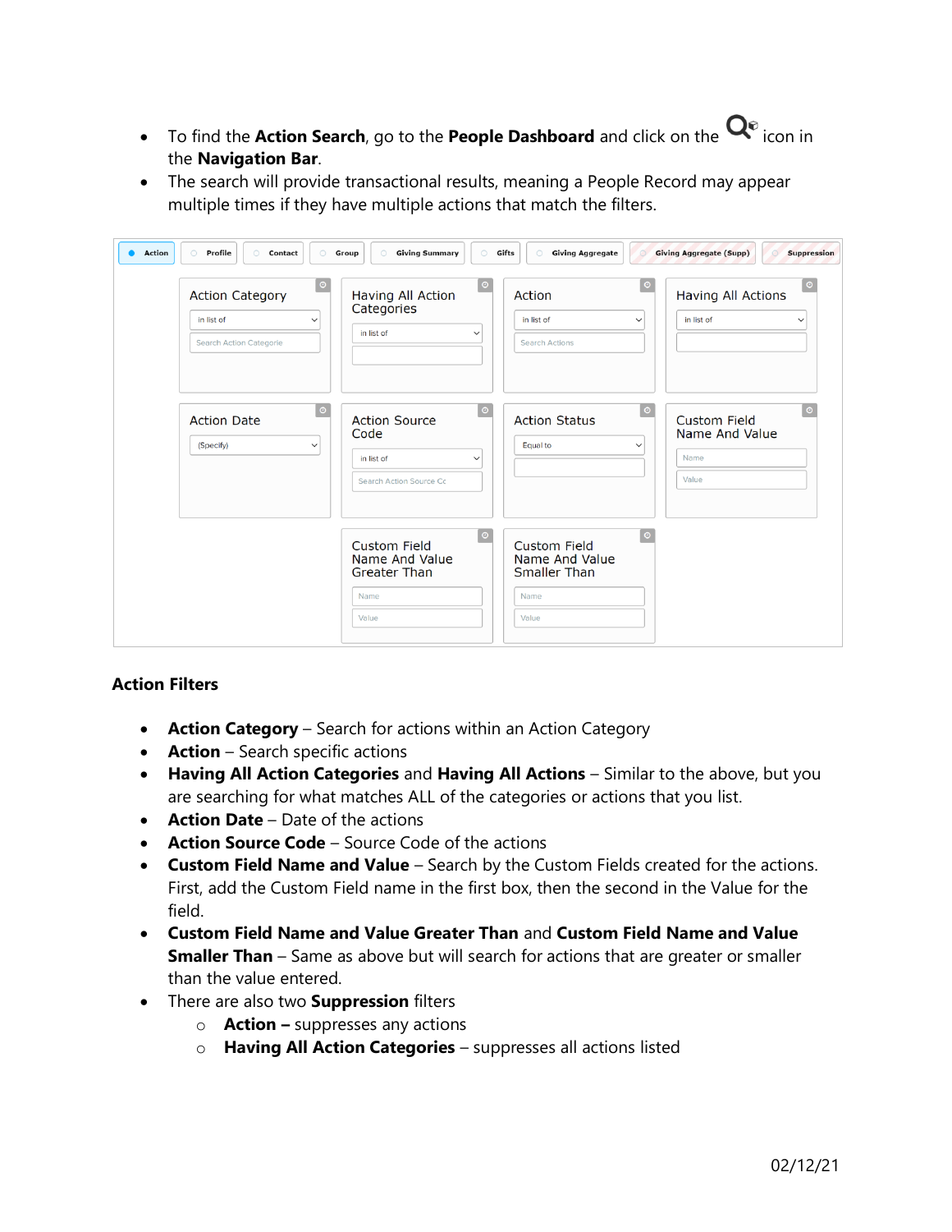- To find the **Action Search**, go to the **People Dashboard** and click on the icon in the **Navigation Bar**.
- The search will provide transactional results, meaning a People Record may appear multiple times if they have multiple actions that match the filters.

### Action Filters

- **Action Category** – Search for actions within an Action Category
- **Action** – Search specific actions
- **Having All Action Categories** and **Having All Actions** – Similar to the above, but you are searching for what matches ALL of the categories or actions that you list.
- **Action Date** – Date of the actions
- **Action Source Code** – Source Code of the actions
- **Custom Field Name and Value** – Search by the Custom Fields created for the actions. First, add the Custom Field name in the first box, then the second in the Value for the field.
- **Custom Field Name and Value Greater Than** and **Custom Field Name and Value Smaller Than** – Same as above but will search for actions that are greater or smaller than the value entered.
- There are also two **Suppression** filters
  - **Action –** suppresses any actions
  - **Having All Action Categories** – suppresses all actions listed

02/12/21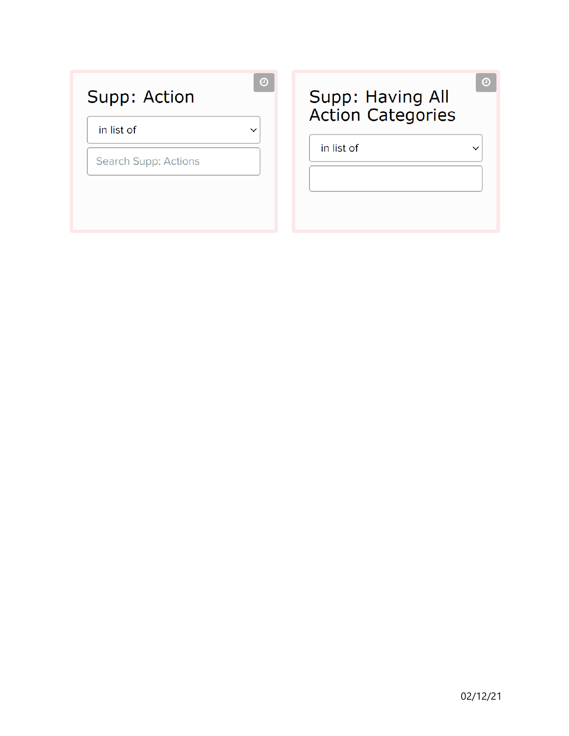Supp: Action

in list of

Search Supp: Actions

Supp: Having All Action Categories

in list of

02/12/21